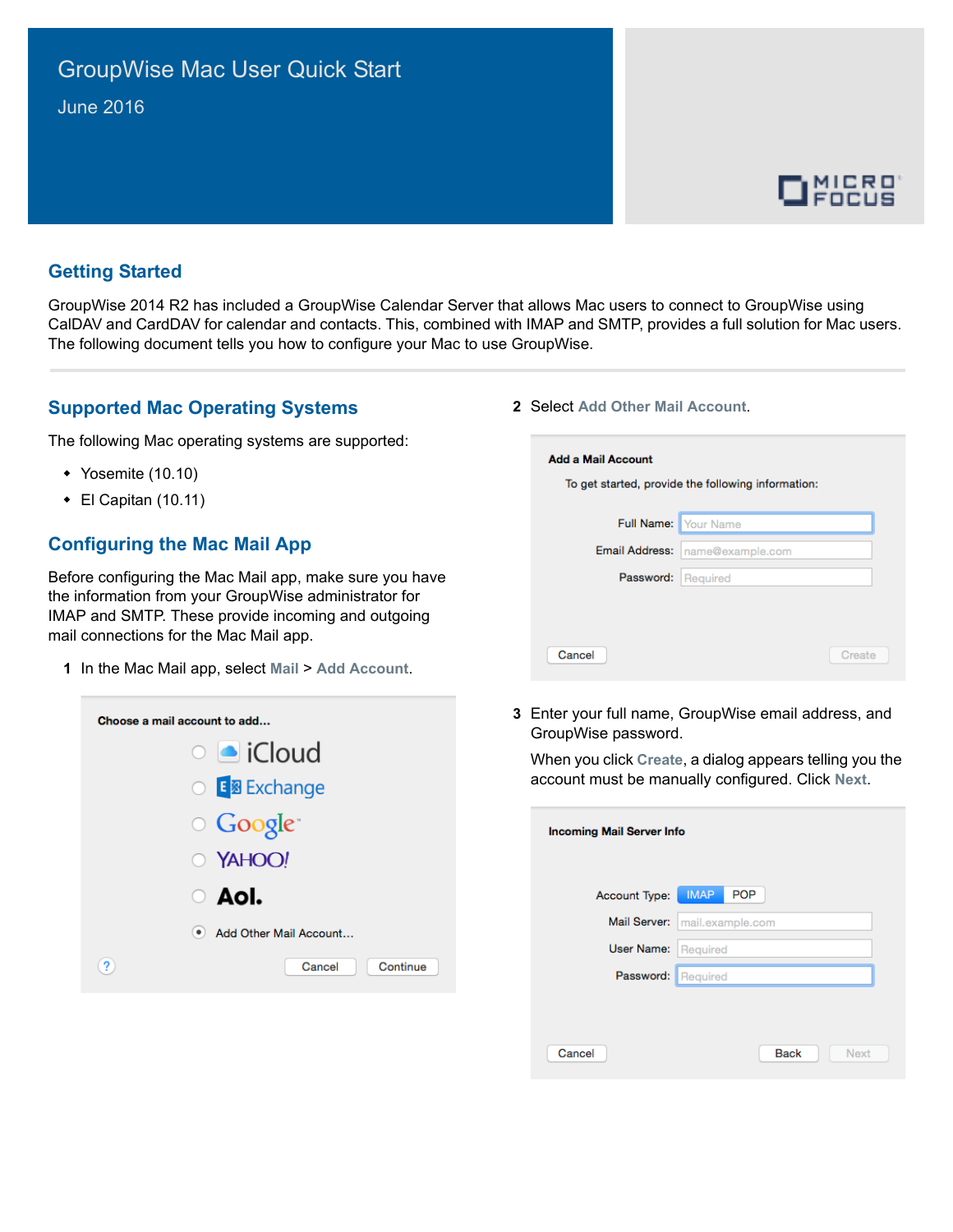# GroupWise Mac User Quick Start

June 2016

## Getting Started

GroupWise 2014 R2 has included a GroupWise Calendar Server that allows Mac users to connect to GroupWise using CalDAV and CardDAV for calendar and contacts. This, combined with IMAP and SMTP, provides a full solution for Mac users. The following document tells you how to configure your Mac to use GroupWise.

## Supported Mac Operating Systems

The following Mac operating systems are supported:

- Yosemite (10.10)
- El Capitan (10.11)

## Configuring the Mac Mail App

Before configuring the Mac Mail app, make sure you have the information from your GroupWise administrator for IMAP and SMTP. These provide incoming and outgoing mail connections for the Mac Mail app.

1. In the Mac Mail app, select **Mail** > **Add Account**.

2. Select **Add Other Mail Account**.

3. Enter your full name, GroupWise email address, and GroupWise password.

   When you click **Create**, a dialog appears telling you the account must be manually configured. Click **Next**.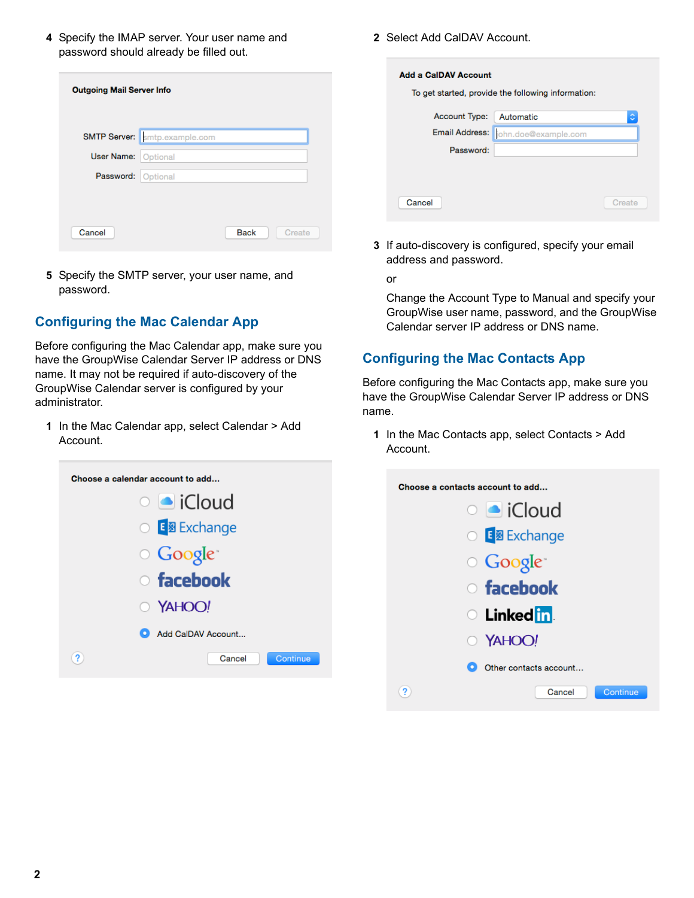4 Specify the IMAP server. Your user name and password should already be filled out.

**Outgoing Mail Server Info**

SMTP Server: smtp.example.com
User Name: Optional
Password: Optional

Cancel | Back | Create

5 Specify the SMTP server, your user name, and password.

## Configuring the Mac Calendar App

Before configuring the Mac Calendar app, make sure you have the GroupWise Calendar Server IP address or DNS name. It may not be required if auto-discovery of the GroupWise Calendar server is configured by your administrator.

1 In the Mac Calendar app, select Calendar > Add Account.

**Choose a calendar account to add...**

- iCloud
- Exchange
- Google
- facebook
- YAHOO!
- Add CalDAV Account...

Cancel | Continue

2 Select Add CalDAV Account.

**Add a CalDAV Account**

To get started, provide the following information:

Account Type: Automatic
Email Address: john.doe@example.com
Password:

Cancel | Create

3 If auto-discovery is configured, specify your email address and password.

or

Change the Account Type to Manual and specify your GroupWise user name, password, and the GroupWise Calendar server IP address or DNS name.

## Configuring the Mac Contacts App

Before configuring the Mac Contacts app, make sure you have the GroupWise Calendar Server IP address or DNS name.

1 In the Mac Contacts app, select Contacts > Add Account.

**Choose a contacts account to add...**

- iCloud
- Exchange
- Google
- facebook
- LinkedIn
- YAHOO!
- Other contacts account...

Cancel | Continue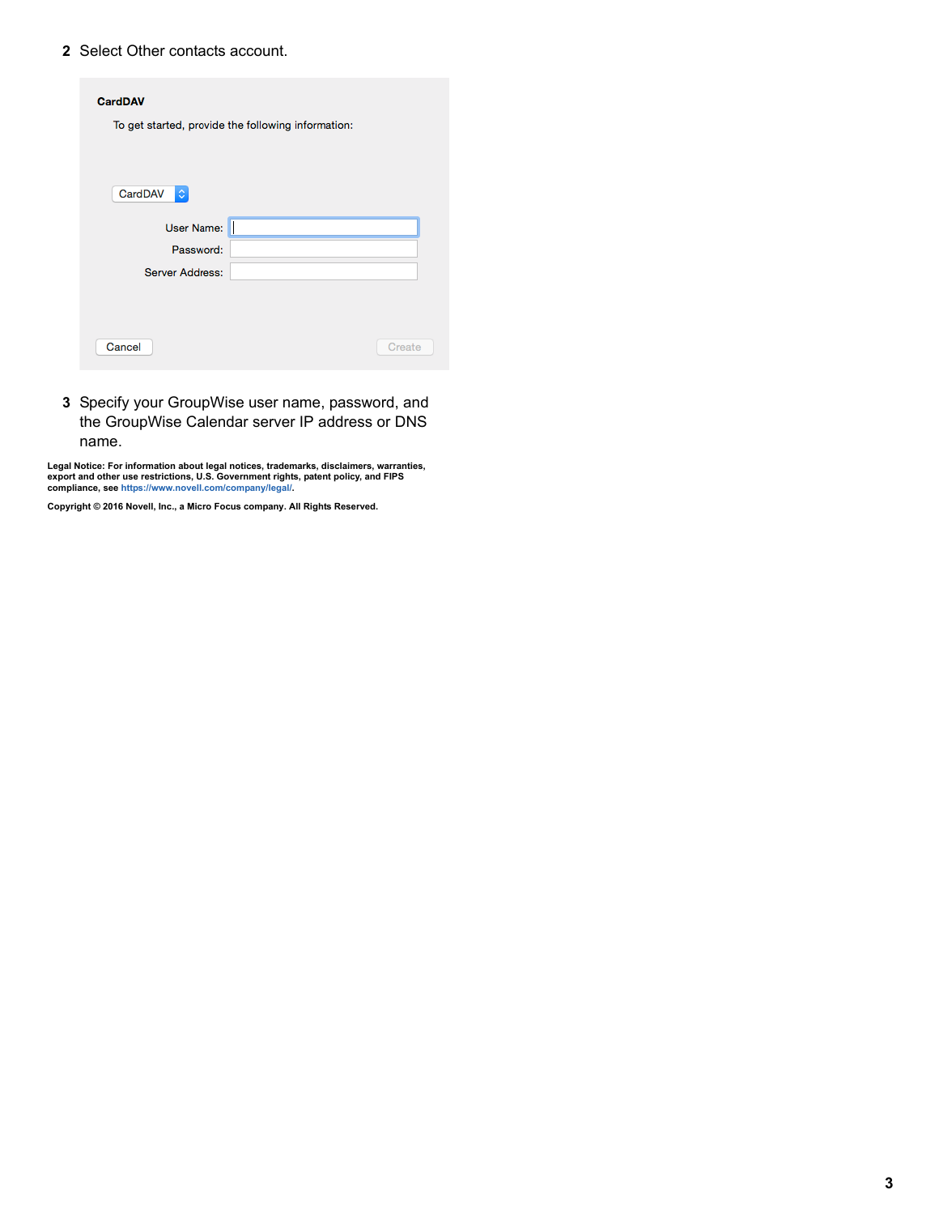2 Select Other contacts account.

CardDAV

To get started, provide the following information:

CardDAV

User Name:

Password:

Server Address:

Cancel

Create

3 Specify your GroupWise user name, password, and the GroupWise Calendar server IP address or DNS name.

**Legal Notice: For information about legal notices, trademarks, disclaimers, warranties, export and other use restrictions, U.S. Government rights, patent policy, and FIPS compliance, see https://www.novell.com/company/legal/.**

**Copyright © 2016 Novell, Inc., a Micro Focus company. All Rights Reserved.**